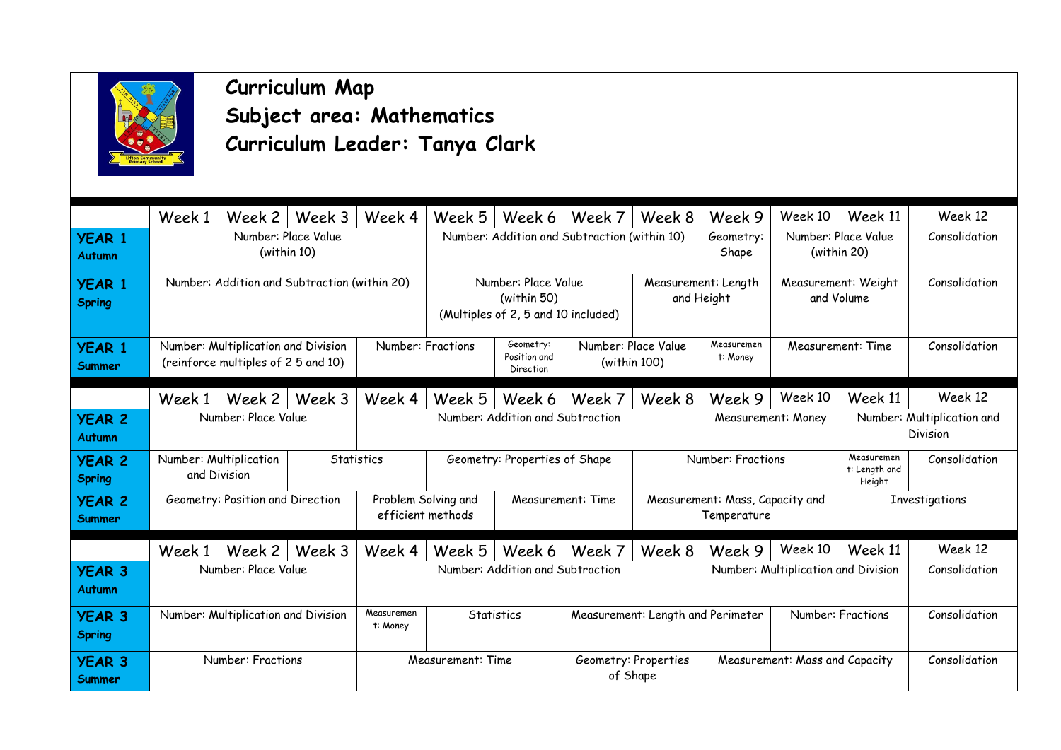# Curriculum Map
## Subject area: Mathematics
## Curriculum Leader: Tanya Clark

| | Week 1 | Week 2 | Week 3 | Week 4 | Week 5 | Week 6 | Week 7 | Week 8 | Week 9 | Week 10 | Week 11 | Week 12 |
|---|---|---|---|---|---|---|---|---|---|---|---|---|
| **YEAR 1 Autumn** | Number: Place Value (within 10) | | | | Number: Addition and Subtraction (within 10) | | | | Geometry: Shape | Number: Place Value (within 20) | | Consolidation |
| **YEAR 1 Spring** | Number: Addition and Subtraction (within 20) | | | | Number: Place Value (within 50) (Multiples of 2, 5 and 10 included) | | | Measurement: Length and Height | | Measurement: Weight and Volume | | Consolidation |
| **YEAR 1 Summer** | Number: Multiplication and Division (reinforce multiples of 2 5 and 10) | | | Number: Fractions | | Geometry: Position and Direction | Number: Place Value (within 100) | | Measurement: Money | Measurement: Time | | Consolidation |
| | **Week 1** | **Week 2** | **Week 3** | **Week 4** | **Week 5** | **Week 6** | **Week 7** | **Week 8** | **Week 9** | **Week 10** | **Week 11** | **Week 12** |
| **YEAR 2 Autumn** | Number: Place Value | | | Number: Addition and Subtraction | | | | | Measurement: Money | | Number: Multiplication and Division | |
| **YEAR 2 Spring** | Number: Multiplication and Division | | Statistics | | Geometry: Properties of Shape | | | Number: Fractions | | | Measurement: Length and Height | Consolidation |
| **YEAR 2 Summer** | Geometry: Position and Direction | | | Problem Solving and efficient methods | | Measurement: Time | | Measurement: Mass, Capacity and Temperature | | | Investigations | |
| | **Week 1** | **Week 2** | **Week 3** | **Week 4** | **Week 5** | **Week 6** | **Week 7** | **Week 8** | **Week 9** | **Week 10** | **Week 11** | **Week 12** |
| **YEAR 3 Autumn** | Number: Place Value | | | Number: Addition and Subtraction | | | | | Number: Multiplication and Division | | | Consolidation |
| **YEAR 3 Spring** | Number: Multiplication and Division | | | Measurement: Money | Statistics | | Measurement: Length and Perimeter | | | Number: Fractions | | Consolidation |
| **YEAR 3 Summer** | Number: Fractions | | | Measurement: Time | | | Geometry: Properties of Shape | | Measurement: Mass and Capacity | | | Consolidation |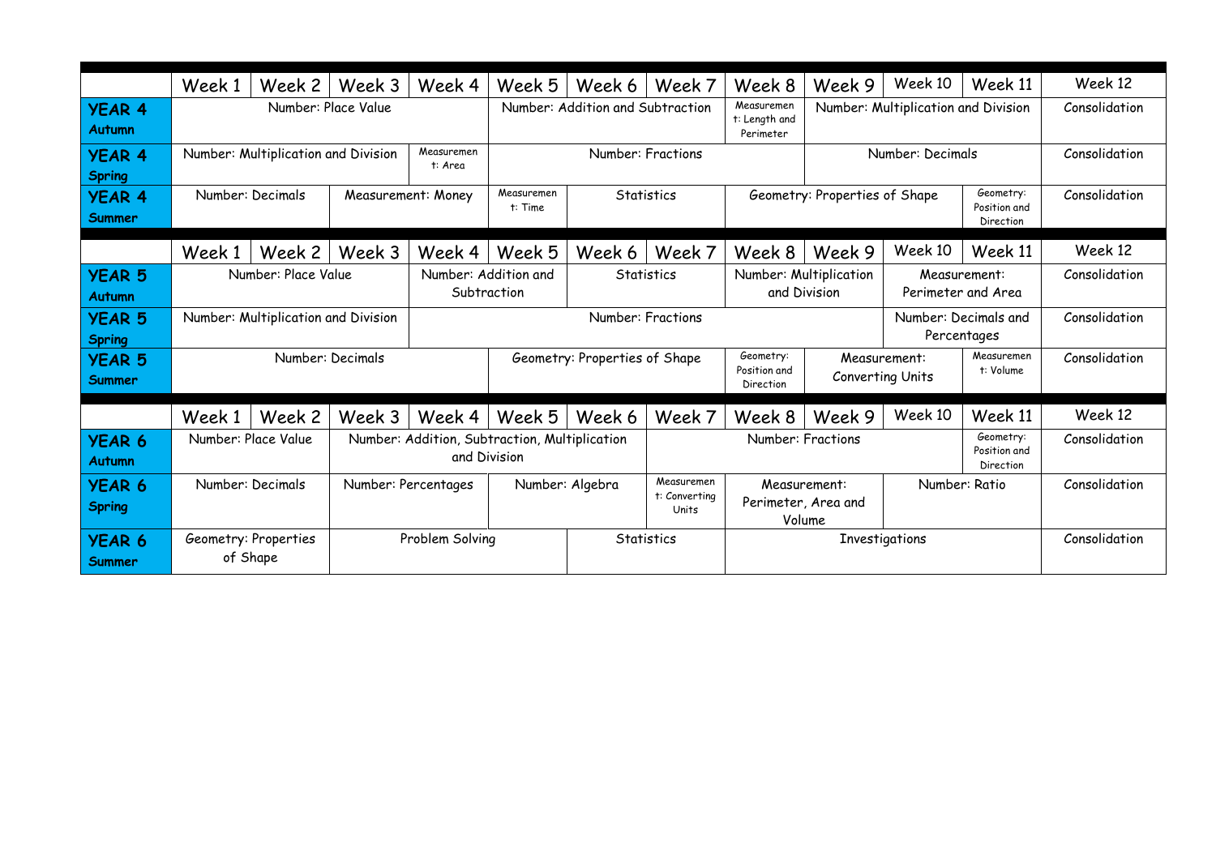| | Week 1 | Week 2 | Week 3 | Week 4 | Week 5 | Week 6 | Week 7 | Week 8 | Week 9 | Week 10 | Week 11 | Week 12 |
|---|---|---|---|---|---|---|---|---|---|---|---|---|
| **YEAR 4 Autumn** | Number: Place Value | | | | Number: Addition and Subtraction | | | Measurement: Length and Perimeter | Number: Multiplication and Division | | | Consolidation |
| **YEAR 4 Spring** | Number: Multiplication and Division | | | Measurement: Area | Number: Fractions | | | | Number: Decimals | | | Consolidation |
| **YEAR 4 Summer** | Number: Decimals | | Measurement: Money | | Measurement: Time | Statistics | | Geometry: Properties of Shape | | | Geometry: Position and Direction | Consolidation |
| | Week 1 | Week 2 | Week 3 | Week 4 | Week 5 | Week 6 | Week 7 | Week 8 | Week 9 | Week 10 | Week 11 | Week 12 |
| **YEAR 5 Autumn** | Number: Place Value | | | Number: Addition and Subtraction | | Statistics | | Number: Multiplication and Division | | Measurement: Perimeter and Area | | Consolidation |
| **YEAR 5 Spring** | Number: Multiplication and Division | | | Number: Fractions | | | | | | Number: Decimals and Percentages | | Consolidation |
| **YEAR 5 Summer** | Number: Decimals | | | | Geometry: Properties of Shape | | | Geometry: Position and Direction | Measurement: Converting Units | | Measurement: Volume | Consolidation |
| | Week 1 | Week 2 | Week 3 | Week 4 | Week 5 | Week 6 | Week 7 | Week 8 | Week 9 | Week 10 | Week 11 | Week 12 |
| **YEAR 6 Autumn** | Number: Place Value | | Number: Addition, Subtraction, Multiplication and Division | | | | Number: Fractions | | | | Geometry: Position and Direction | Consolidation |
| **YEAR 6 Spring** | Number: Decimals | | Number: Percentages | | Number: Algebra | | Measurement: Converting Units | Measurement: Perimeter, Area and Volume | | Number: Ratio | | Consolidation |
| **YEAR 6 Summer** | Geometry: Properties of Shape | | Problem Solving | | | Statistics | | Investigations | | | | Consolidation |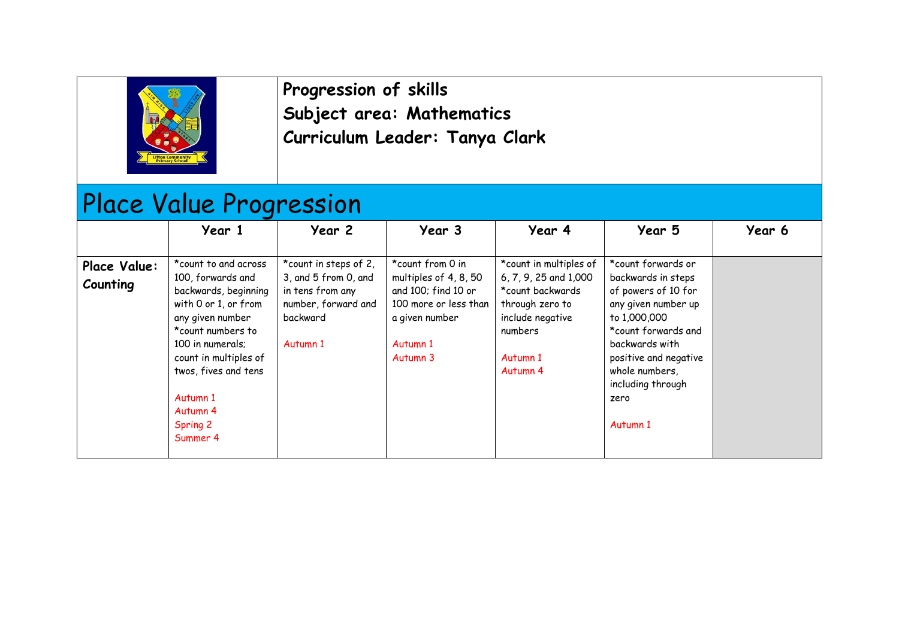**Progression of skills**
**Subject area: Mathematics**
**Curriculum Leader: Tanya Clark**

# Place Value Progression

| | Year 1 | Year 2 | Year 3 | Year 4 | Year 5 | Year 6 |
|---|---|---|---|---|---|---|
| **Place Value: Counting** | *count to and across 100, forwards and backwards, beginning with 0 or 1, or from any given number<br>*count numbers to 100 in numerals; count in multiples of twos, fives and tens<br><br>Autumn 1<br>Autumn 4<br>Spring 2<br>Summer 4 | *count in steps of 2, 3, and 5 from 0, and in tens from any number, forward and backward<br><br>Autumn 1 | *count from 0 in multiples of 4, 8, 50 and 100; find 10 or 100 more or less than a given number<br><br>Autumn 1<br>Autumn 3 | *count in multiples of 6, 7, 9, 25 and 1,000<br>*count backwards through zero to include negative numbers<br><br>Autumn 1<br>Autumn 4 | *count forwards or backwards in steps of powers of 10 for any given number up to 1,000,000<br>*count forwards and backwards with positive and negative whole numbers, including through zero<br><br>Autumn 1 | |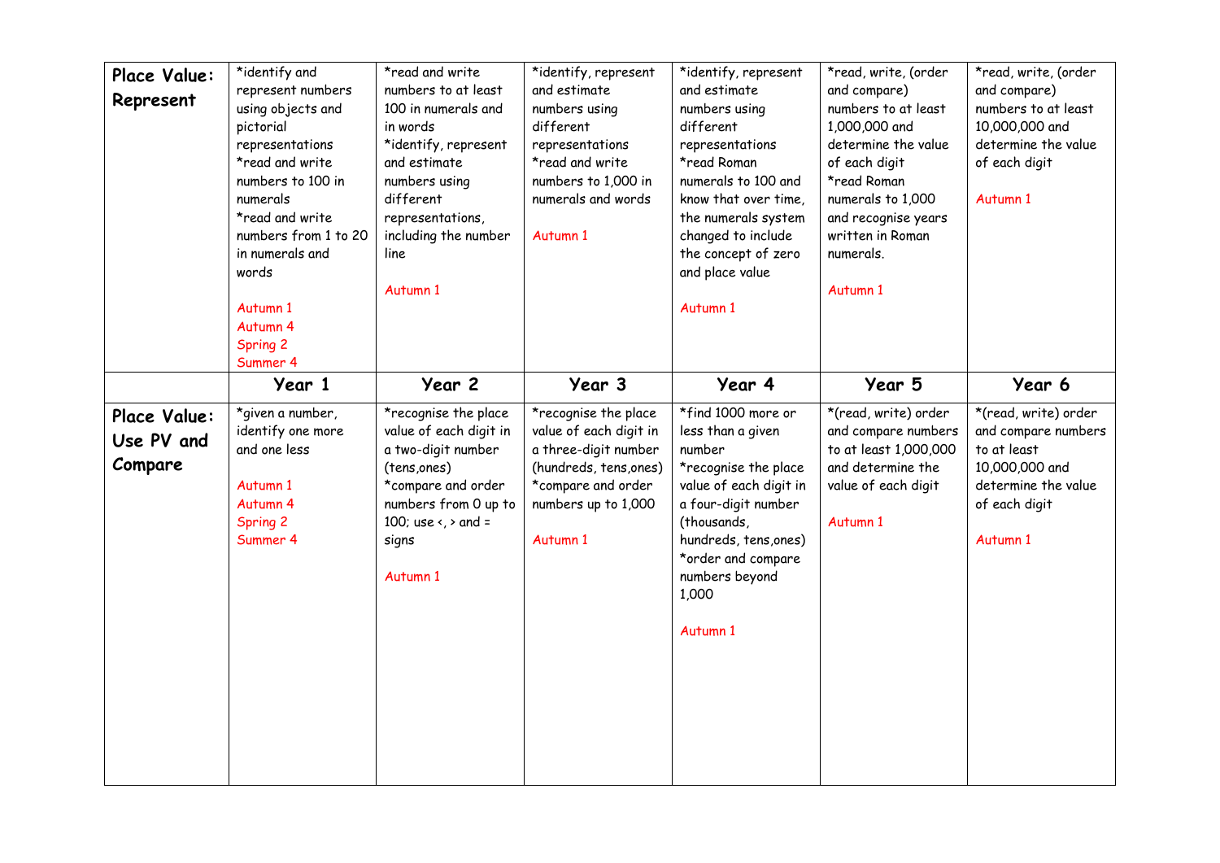| Place Value: Represent | *identify and represent numbers using objects and pictorial representations *read and write numbers to 100 in numerals *read and write numbers from 1 to 20 in numerals and words<br><br>Autumn 1<br>Autumn 4<br>Spring 2<br>Summer 4 | *read and write numbers to at least 100 in numerals and in words *identify, represent and estimate numbers using different representations, including the number line<br><br>Autumn 1 | *identify, represent and estimate numbers using different representations *read and write numbers to 1,000 in numerals and words<br><br>Autumn 1 | *identify, represent and estimate numbers using different representations *read Roman numerals to 100 and know that over time, the numerals system changed to include the concept of zero and place value<br><br>Autumn 1 | *read, write, (order and compare) numbers to at least 1,000,000 and determine the value of each digit *read Roman numerals to 1,000 and recognise years written in Roman numerals.<br><br>Autumn 1 | *read, write, (order and compare) numbers to at least 10,000,000 and determine the value of each digit<br><br>Autumn 1 |
|---|---|---|---|---|---|---|
| | **Year 1** | **Year 2** | **Year 3** | **Year 4** | **Year 5** | **Year 6** |
| **Place Value: Use PV and Compare** | *given a number, identify one more and one less<br><br>Autumn 1<br>Autumn 4<br>Spring 2<br>Summer 4 | *recognise the place value of each digit in a two-digit number (tens,ones) *compare and order numbers from 0 up to 100; use <, > and = signs<br><br>Autumn 1 | *recognise the place value of each digit in a three-digit number (hundreds, tens,ones) *compare and order numbers up to 1,000<br><br>Autumn 1 | *find 1000 more or less than a given number *recognise the place value of each digit in a four-digit number (thousands, hundreds, tens,ones) *order and compare numbers beyond 1,000<br><br>Autumn 1 | *(read, write) order and compare numbers to at least 1,000,000 and determine the value of each digit<br><br>Autumn 1 | *(read, write) order and compare numbers to at least 10,000,000 and determine the value of each digit<br><br>Autumn 1 |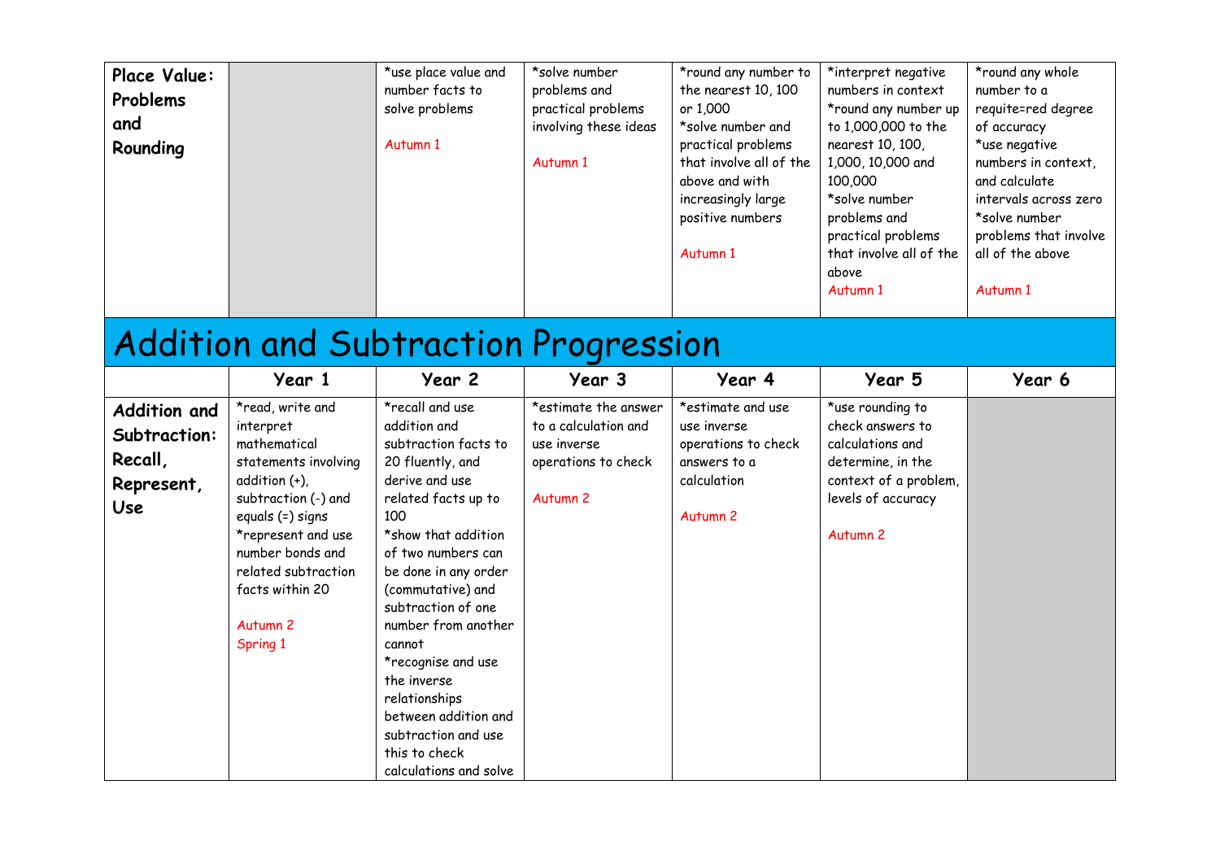| Place Value: Problems and Rounding | | *use place value and number facts to solve problems<br><br>Autumn 1 | *solve number problems and practical problems involving these ideas<br><br>Autumn 1 | *round any number to the nearest 10, 100 or 1,000<br>*solve number and practical problems that involve all of the above and with increasingly large positive numbers<br><br>Autumn 1 | *interpret negative numbers in context<br>*round any number up to 1,000,000 to the nearest 10, 100, 1,000, 10,000 and 100,000<br>*solve number problems and practical problems that involve all of the above<br>Autumn 1 | *round any whole number to a requite=red degree of accuracy<br>*use negative numbers in context, and calculate intervals across zero<br>*solve number problems that involve all of the above<br><br>Autumn 1 |
|---|---|---|---|---|---|---|

## Addition and Subtraction Progression

| | Year 1 | Year 2 | Year 3 | Year 4 | Year 5 | Year 6 |
|---|---|---|---|---|---|---|
| **Addition and Subtraction: Recall, Represent, Use** | *read, write and interpret mathematical statements involving addition (+), subtraction (-) and equals (=) signs<br>*represent and use number bonds and related subtraction facts within 20<br><br>Autumn 2<br>Spring 1 | *recall and use addition and subtraction facts to 20 fluently, and derive and use related facts up to 100<br>*show that addition of two numbers can be done in any order (commutative) and subtraction of one number from another cannot<br>*recognise and use the inverse relationships between addition and subtraction and use this to check calculations and solve | *estimate the answer to a calculation and use inverse operations to check<br><br>Autumn 2 | *estimate and use use inverse operations to check answers to a calculation<br><br>Autumn 2 | *use rounding to check answers to calculations and determine, in the context of a problem, levels of accuracy<br><br>Autumn 2 | |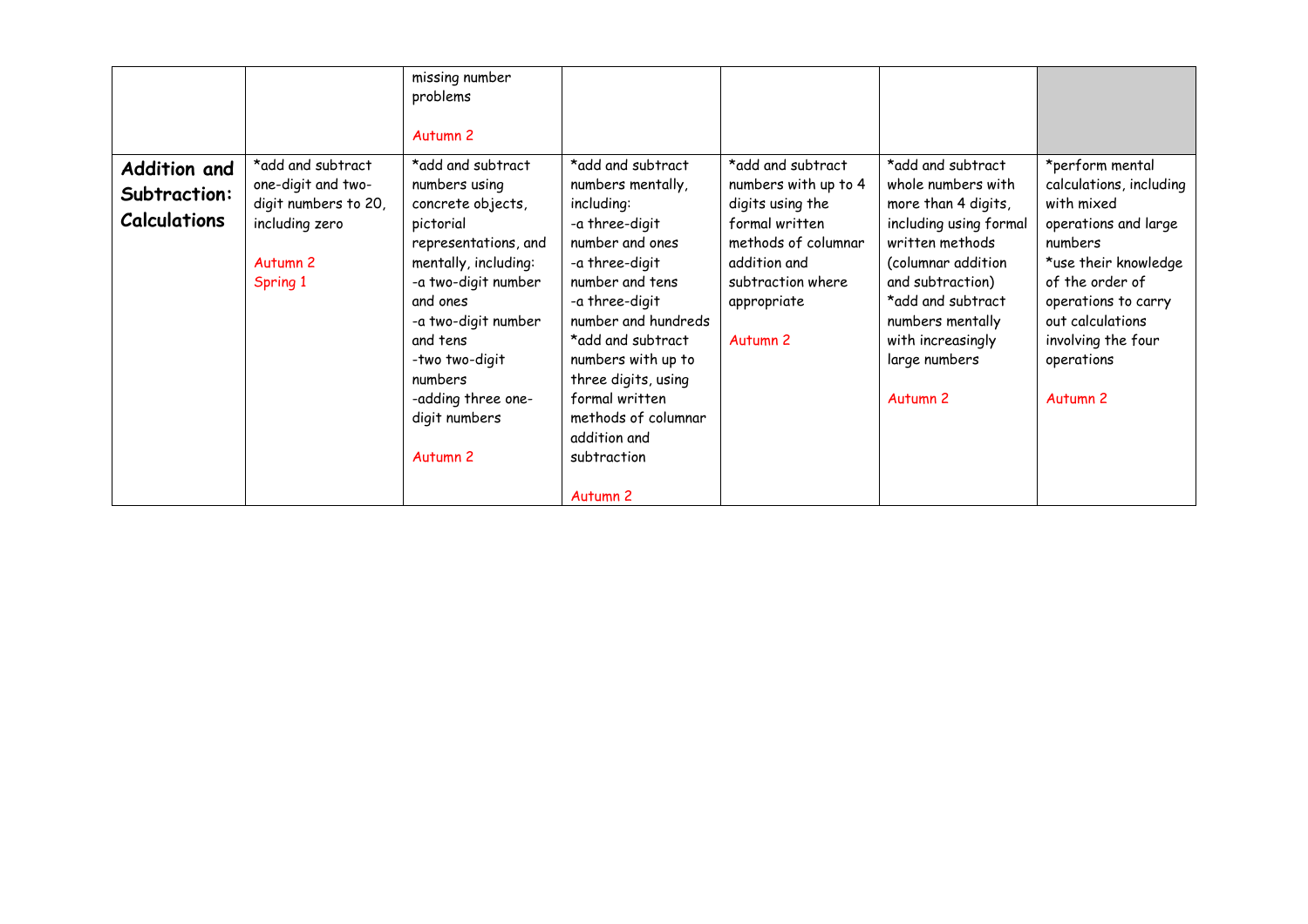| | | | | | | |
|---|---|---|---|---|---|---|
| | | missing number problems<br><br>Autumn 2 | | | | |
| **Addition and Subtraction: Calculations** | *add and subtract one-digit and two-digit numbers to 20, including zero<br><br>Autumn 2<br>Spring 1 | *add and subtract numbers using concrete objects, pictorial representations, and mentally, including:<br>-a two-digit number and ones<br>-a two-digit number and tens<br>-two two-digit numbers<br>-adding three one-digit numbers<br><br>Autumn 2 | *add and subtract numbers mentally, including:<br>-a three-digit number and ones<br>-a three-digit number and tens<br>-a three-digit number and hundreds<br>*add and subtract numbers with up to three digits, using formal written methods of columnar addition and subtraction<br><br>Autumn 2 | *add and subtract numbers with up to 4 digits using the formal written methods of columnar addition and subtraction where appropriate<br><br>Autumn 2 | *add and subtract whole numbers with more than 4 digits, including using formal written methods (columnar addition and subtraction)<br>*add and subtract numbers mentally with increasingly large numbers<br><br>Autumn 2 | *perform mental calculations, including with mixed operations and large numbers<br>*use their knowledge of the order of operations to carry out calculations involving the four operations<br><br>Autumn 2 |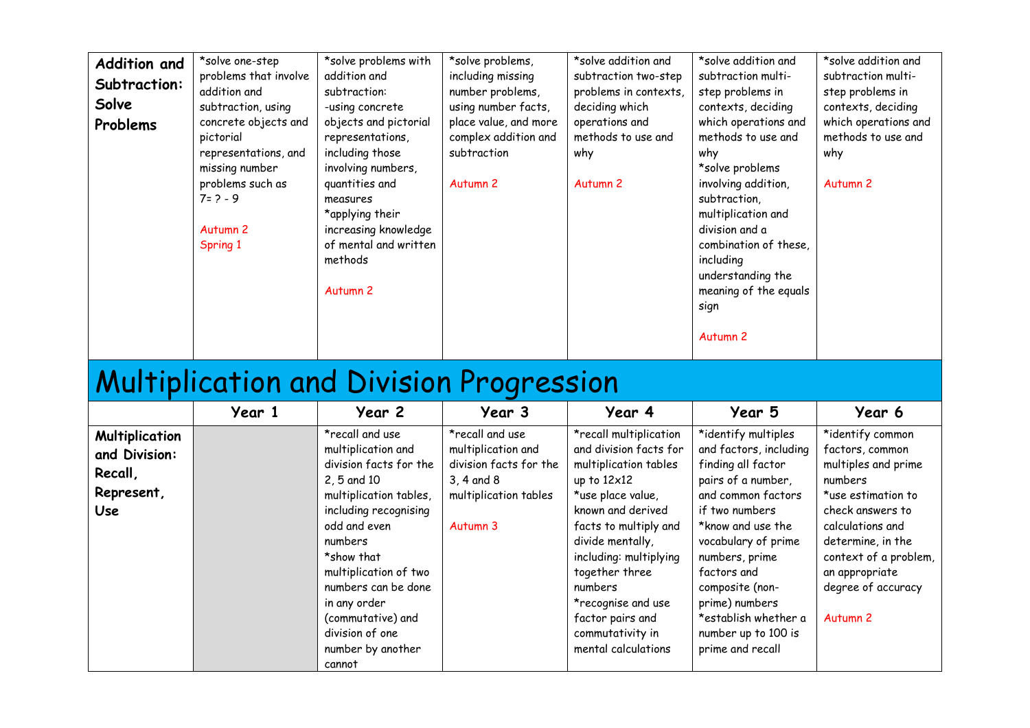| Addition and Subtraction: Solve Problems | *solve one-step problems that involve addition and subtraction, using concrete objects and pictorial representations, and missing number problems such as 7= ? - 9<br><br>Autumn 2<br>Spring 1 | *solve problems with addition and subtraction:<br>-using concrete objects and pictorial representations, including those involving numbers, quantities and measures<br>*applying their increasing knowledge of mental and written methods<br><br>Autumn 2 | *solve problems, including missing number problems, using number facts, place value, and more complex addition and subtraction<br><br>Autumn 2 | *solve addition and subtraction two-step problems in contexts, deciding which operations and methods to use and why<br><br>Autumn 2 | *solve addition and subtraction multi-step problems in contexts, deciding which operations and methods to use and why<br>*solve problems involving addition, subtraction, multiplication and division and a combination of these, including understanding the meaning of the equals sign<br><br>Autumn 2 | *solve addition and subtraction multi-step problems in contexts, deciding which operations and methods to use and why<br><br>Autumn 2 |
|---|---|---|---|---|---|---|

# Multiplication and Division Progression

| | Year 1 | Year 2 | Year 3 | Year 4 | Year 5 | Year 6 |
|---|---|---|---|---|---|---|
| **Multiplication and Division: Recall, Represent, Use** | | *recall and use multiplication and division facts for the 2, 5 and 10 multiplication tables, including recognising odd and even numbers<br>*show that multiplication of two numbers can be done in any order (commutative) and division of one number by another cannot | *recall and use multiplication and division facts for the 3, 4 and 8 multiplication tables<br><br>Autumn 3 | *recall multiplication and division facts for multiplication tables up to 12x12<br>*use place value, known and derived facts to multiply and divide mentally, including: multiplying together three numbers<br>*recognise and use factor pairs and commutativity in mental calculations | *identify multiples and factors, including finding all factor pairs of a number, and common factors if two numbers<br>*know and use the vocabulary of prime numbers, prime factors and composite (non-prime) numbers<br>*establish whether a number up to 100 is prime and recall | *identify common factors, common multiples and prime numbers<br>*use estimation to check answers to calculations and determine, in the context of a problem, an appropriate degree of accuracy<br><br>Autumn 2 |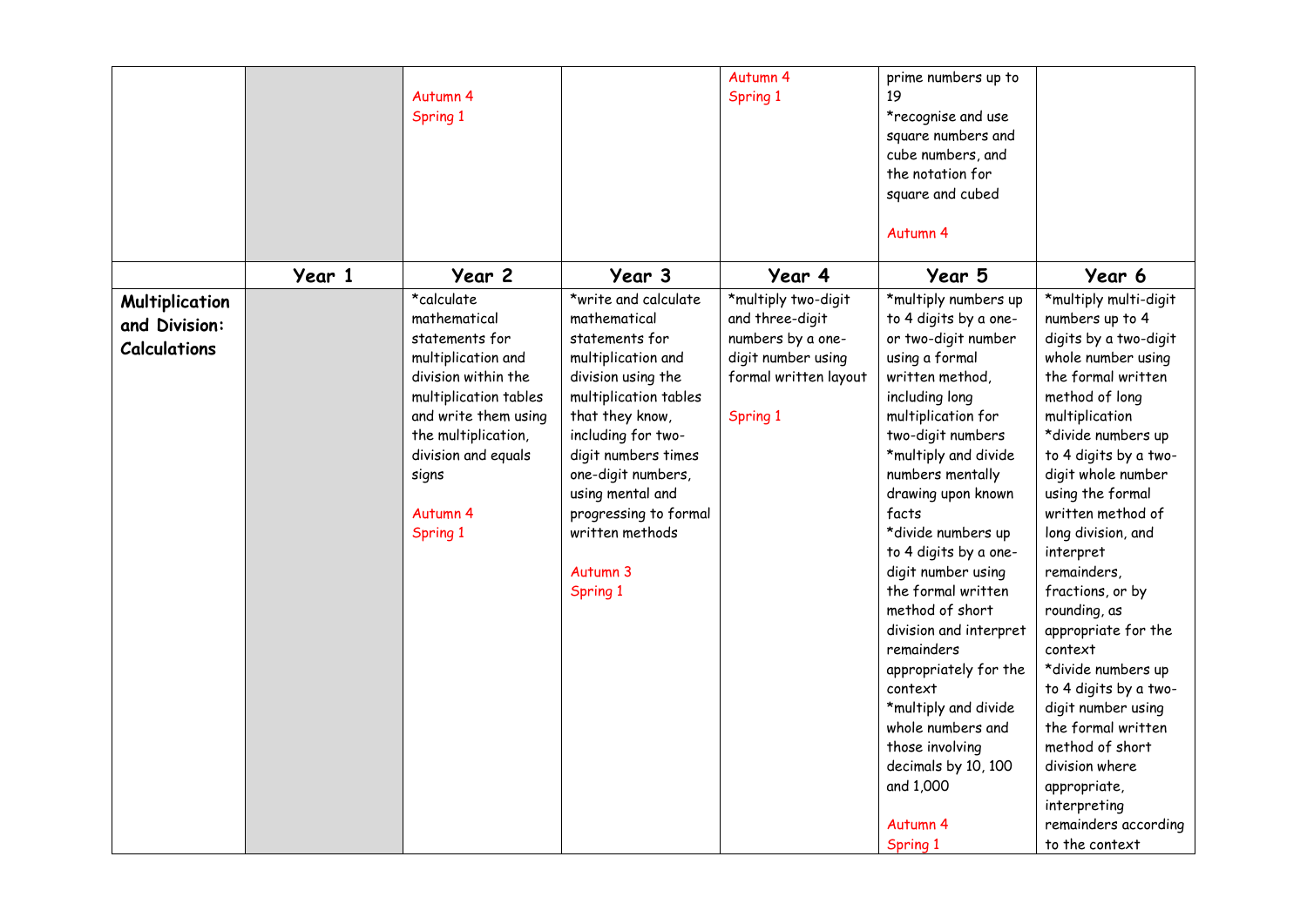| | | | | | | |
|---|---|---|---|---|---|---|
| | | Autumn 4<br>Spring 1 | | Autumn 4<br>Spring 1 | prime numbers up to 19<br>*recognise and use square numbers and cube numbers, and the notation for square and cubed<br><br>Autumn 4 | |
| | **Year 1** | **Year 2** | **Year 3** | **Year 4** | **Year 5** | **Year 6** |
| **Multiplication and Division: Calculations** | | *calculate mathematical statements for multiplication and division within the multiplication tables and write them using the multiplication, division and equals signs<br><br>Autumn 4<br>Spring 1 | *write and calculate mathematical statements for multiplication and division using the multiplication tables that they know, including for two-digit numbers times one-digit numbers, using mental and progressing to formal written methods<br><br>Autumn 3<br>Spring 1 | *multiply two-digit and three-digit numbers by a one-digit number using formal written layout<br><br>Spring 1 | *multiply numbers up to 4 digits by a one- or two-digit number using a formal written method, including long multiplication for two-digit numbers<br>*multiply and divide numbers mentally drawing upon known facts<br>*divide numbers up to 4 digits by a one-digit number using the formal written method of short division and interpret remainders appropriately for the context<br>*multiply and divide whole numbers and those involving decimals by 10, 100 and 1,000<br><br>Autumn 4<br>Spring 1 | *multiply multi-digit numbers up to 4 digits by a two-digit whole number using the formal written method of long multiplication<br>*divide numbers up to 4 digits by a two-digit whole number using the formal written method of long division, and interpret remainders, fractions, or by rounding, as appropriate for the context<br>*divide numbers up to 4 digits by a two-digit number using the formal written method of short division where appropriate, interpreting remainders according to the context |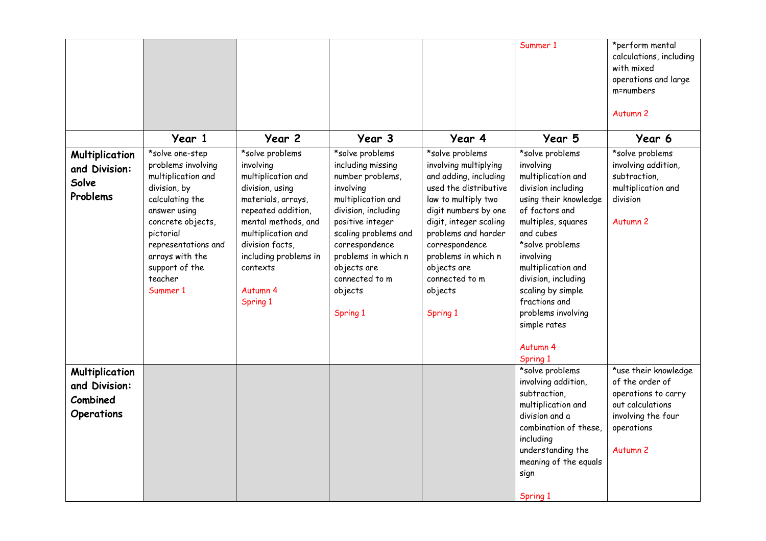|  |  |  |  |  | Summer 1 | *perform mental calculations, including with mixed operations and large m=numbers<br><br>Autumn 2 |
|---|---|---|---|---|---|---|
|  | **Year 1** | **Year 2** | **Year 3** | **Year 4** | **Year 5** | **Year 6** |
| **Multiplication and Division: Solve Problems** | *solve one-step problems involving multiplication and division, by calculating the answer using concrete objects, pictorial representations and arrays with the support of the teacher<br>Summer 1 | *solve problems involving multiplication and division, using materials, arrays, repeated addition, mental methods, and multiplication and division facts, including problems in contexts<br><br>Autumn 4<br>Spring 1 | *solve problems including missing number problems, involving multiplication and division, including positive integer scaling problems and correspondence problems in which n objects are connected to m objects<br><br>Spring 1 | *solve problems involving multiplying and adding, including used the distributive law to multiply two digit numbers by one digit, integer scaling problems and harder correspondence problems in which n objects are connected to m objects<br><br>Spring 1 | *solve problems involving multiplication and division including using their knowledge of factors and multiples, squares and cubes<br>*solve problems involving multiplication and division, including scaling by simple fractions and problems involving simple rates<br><br>Autumn 4<br>Spring 1 | *solve problems involving addition, subtraction, multiplication and division<br><br>Autumn 2 |
| **Multiplication and Division: Combined Operations** |  |  |  |  | *solve problems involving addition, subtraction, multiplication and division and a combination of these, including understanding the meaning of the equals sign<br><br>Spring 1 | *use their knowledge of the order of operations to carry out calculations involving the four operations<br><br>Autumn 2 |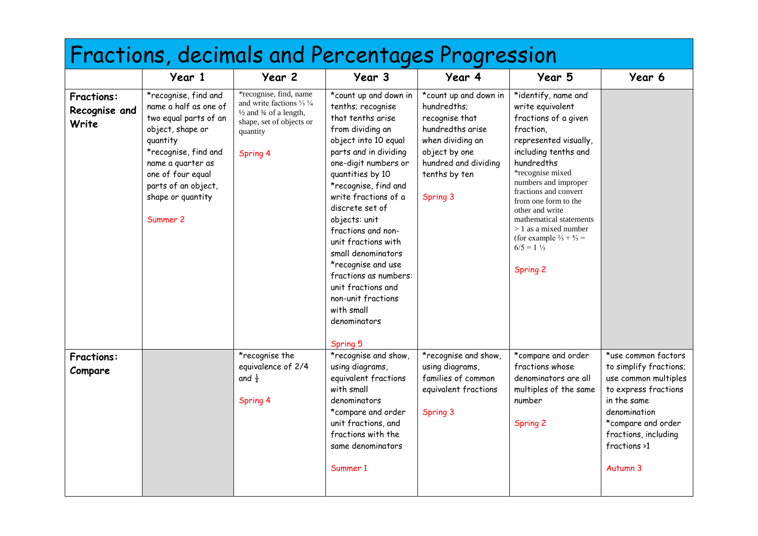# Fractions, decimals and Percentages Progression

| | Year 1 | Year 2 | Year 3 | Year 4 | Year 5 | Year 6 |
|---|---|---|---|---|---|---|
| **Fractions: Recognise and Write** | *recognise, find and name a half as one of two equal parts of an object, shape or quantity<br>*recognise, find and name a quarter as one of four equal parts of an object, shape or quantity<br><br>Summer 2 | *recognise, find, name and write factions ⅓ ¼ ½ and ¾ of a length, shape, set of objects or quantity<br><br>Spring 4 | *count up and down in tenths; recognise that tenths arise from dividing an object into 10 equal parts and in dividing one-digit numbers or quantities by 10<br>*recognise, find and write fractions of a discrete set of objects: unit fractions and non-unit fractions with small denominators<br>*recognise and use fractions as numbers: unit fractions and non-unit fractions with small denominators<br><br>Spring 5 | *count up and down in hundredths; recognise that hundredths arise when dividing an object by one hundred and dividing tenths by ten<br><br>Spring 3 | *identify, name and write equivalent fractions of a given fraction, represented visually, including tenths and hundredths<br>*recognise mixed numbers and improper fractions and convert from one form to the other and write mathematical statements > 1 as a mixed number (for example ⅖ + ⅘ = 6/5 = 1 ⅕<br><br>Spring 2 | |
| **Fractions: Compare** | | *recognise the equivalence of 2/4 and ½<br><br>Spring 4 | *recognise and show, using diagrams, equivalent fractions with small denominators<br>*compare and order unit fractions, and fractions with the same denominators<br><br>Summer 1 | *recognise and show, using diagrams, families of common equivalent fractions<br><br>Spring 3 | *compare and order fractions whose denominators are all multiples of the same number<br><br>Spring 2 | *use common factors to simplify fractions; use common multiples to express fractions in the same denomination<br>*compare and order fractions, including fractions >1<br><br>Autumn 3 |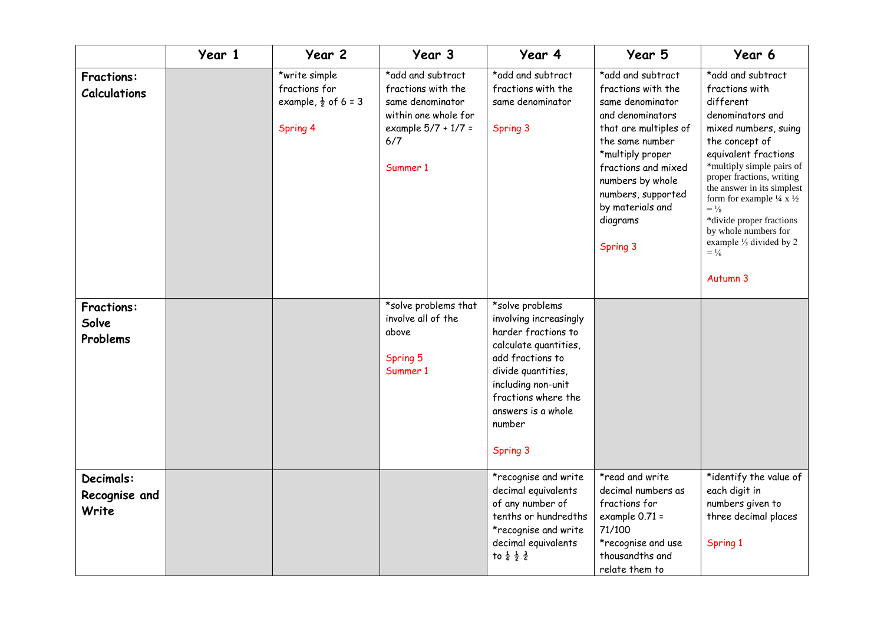| | Year 1 | Year 2 | Year 3 | Year 4 | Year 5 | Year 6 |
|---|---|---|---|---|---|---|
| **Fractions: Calculations** | | *write simple fractions for example, $\frac{1}{2}$ of 6 = 3<br><br>Spring 4 | *add and subtract fractions with the same denominator within one whole for example 5/7 + 1/7 = 6/7<br><br>Summer 1 | *add and subtract fractions with the same denominator<br><br>Spring 3 | *add and subtract fractions with the same denominator and denominators that are multiples of the same number<br>*multiply proper fractions and mixed numbers by whole numbers, supported by materials and diagrams<br><br>Spring 3 | *add and subtract fractions with different denominators and mixed numbers, suing the concept of equivalent fractions<br>*multiply simple pairs of proper fractions, writing the answer in its simplest form for example $\frac{1}{4} \times \frac{1}{2} = \frac{1}{8}$<br>*divide proper fractions by whole numbers for example $\frac{1}{3}$ divided by 2 = $\frac{1}{6}$<br><br>Autumn 3 |
| **Fractions: Solve Problems** | | | *solve problems that involve all of the above<br><br>Spring 5<br>Summer 1 | *solve problems involving increasingly harder fractions to calculate quantities, add fractions to divide quantities, including non-unit fractions where the answers is a whole number<br><br>Spring 3 | | |
| **Decimals: Recognise and Write** | | | | *recognise and write decimal equivalents of any number of tenths or hundredths<br>*recognise and write decimal equivalents to $\frac{1}{4}$ $\frac{1}{2}$ $\frac{3}{4}$ | *read and write decimal numbers as fractions for example 0.71 = 71/100<br>*recognise and use thousandths and relate them to | *identify the value of each digit in numbers given to three decimal places<br><br>Spring 1 |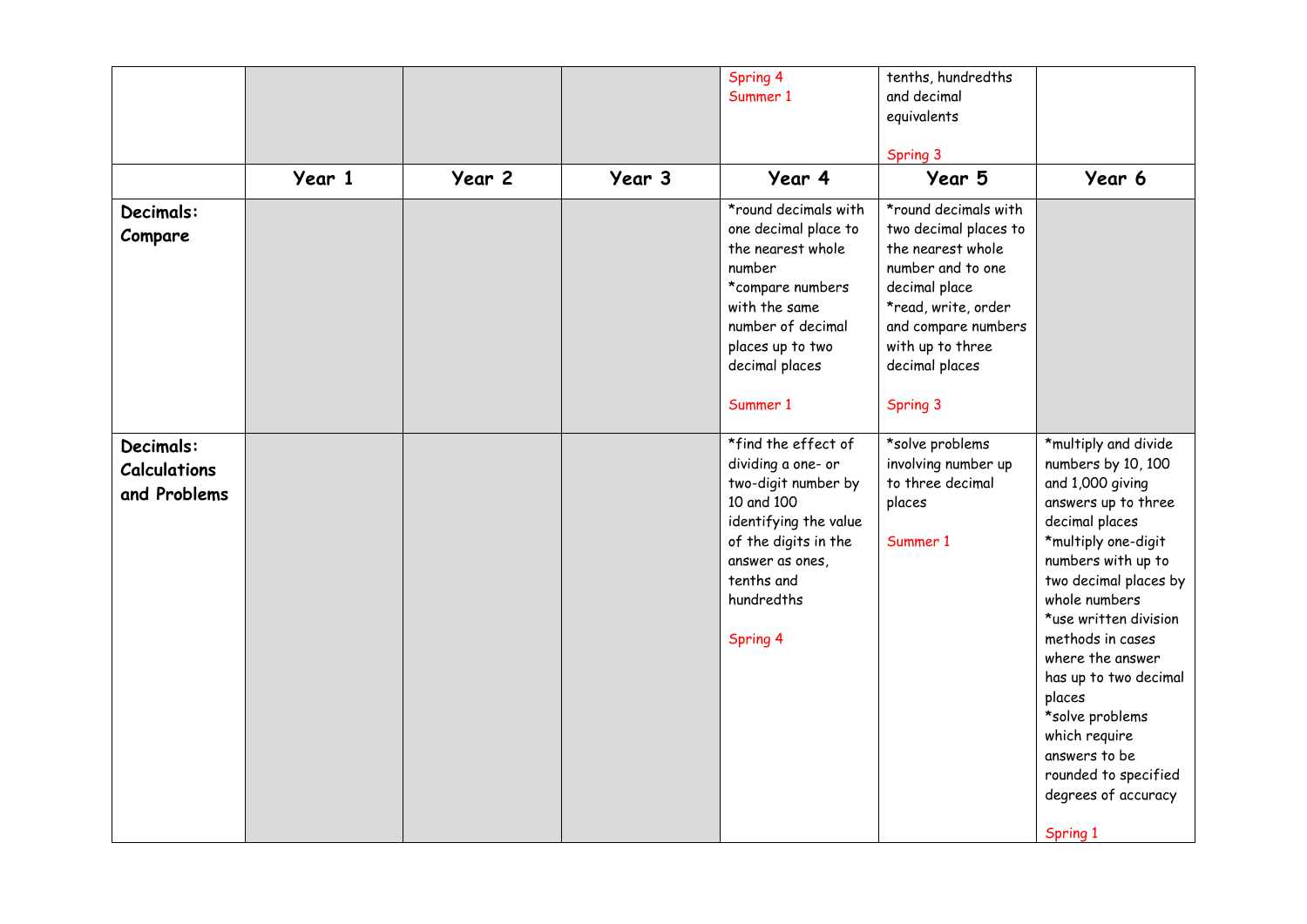| | | | | | | |
|---|---|---|---|---|---|---|
| | | | | Spring 4<br>Summer 1 | tenths, hundredths and decimal equivalents<br><br>Spring 3 | |
| | **Year 1** | **Year 2** | **Year 3** | **Year 4** | **Year 5** | **Year 6** |
| **Decimals: Compare** | | | | *round decimals with one decimal place to the nearest whole number<br>*compare numbers with the same number of decimal places up to two decimal places<br><br>Summer 1 | *round decimals with two decimal places to the nearest whole number and to one decimal place<br>*read, write, order and compare numbers with up to three decimal places<br><br>Spring 3 | |
| **Decimals: Calculations and Problems** | | | | *find the effect of dividing a one- or two-digit number by 10 and 100 identifying the value of the digits in the answer as ones, tenths and hundredths<br><br>Spring 4 | *solve problems involving number up to three decimal places<br><br>Summer 1 | *multiply and divide numbers by 10, 100 and 1,000 giving answers up to three decimal places<br>*multiply one-digit numbers with up to two decimal places by whole numbers<br>*use written division methods in cases where the answer has up to two decimal places<br>*solve problems which require answers to be rounded to specified degrees of accuracy<br><br>Spring 1 |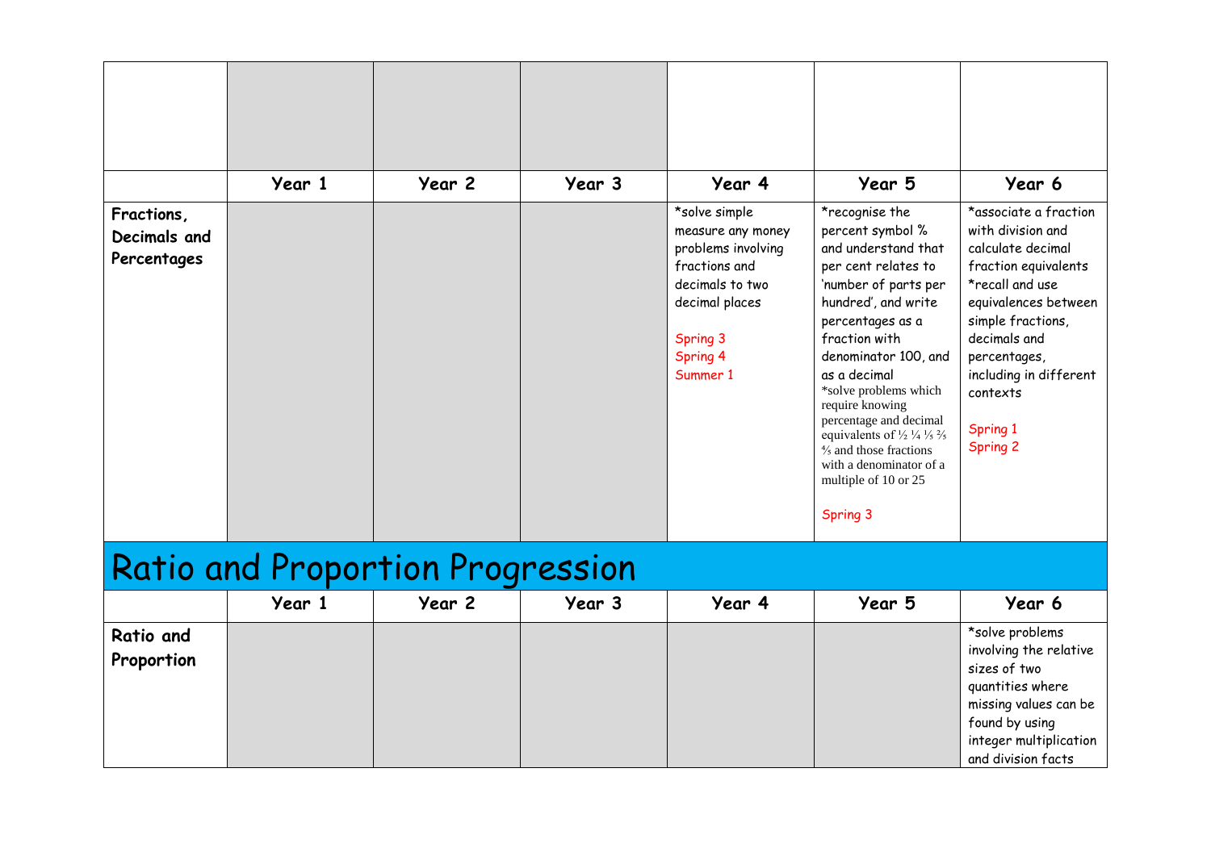| | Year 1 | Year 2 | Year 3 | Year 4 | Year 5 | Year 6 |
|---|---|---|---|---|---|---|
| | | | | | | |
| **Fractions, Decimals and Percentages** | | | | *solve simple measure any money problems involving fractions and decimals to two decimal places<br><br>Spring 3<br>Spring 4<br>Summer 1 | *recognise the percent symbol % and understand that per cent relates to 'number of parts per hundred', and write percentages as a fraction with denominator 100, and as a decimal<br>*solve problems which require knowing percentage and decimal equivalents of ½ ¼ ⅕ ⅖ ⅘ and those fractions with a denominator of a multiple of 10 or 25<br><br>Spring 3 | *associate a fraction with division and calculate decimal fraction equivalents<br>*recall and use equivalences between simple fractions, decimals and percentages, including in different contexts<br><br>Spring 1<br>Spring 2 |

# Ratio and Proportion Progression

| | Year 1 | Year 2 | Year 3 | Year 4 | Year 5 | Year 6 |
|---|---|---|---|---|---|---|
| **Ratio and Proportion** | | | | | | *solve problems involving the relative sizes of two quantities where missing values can be found by using integer multiplication and division facts |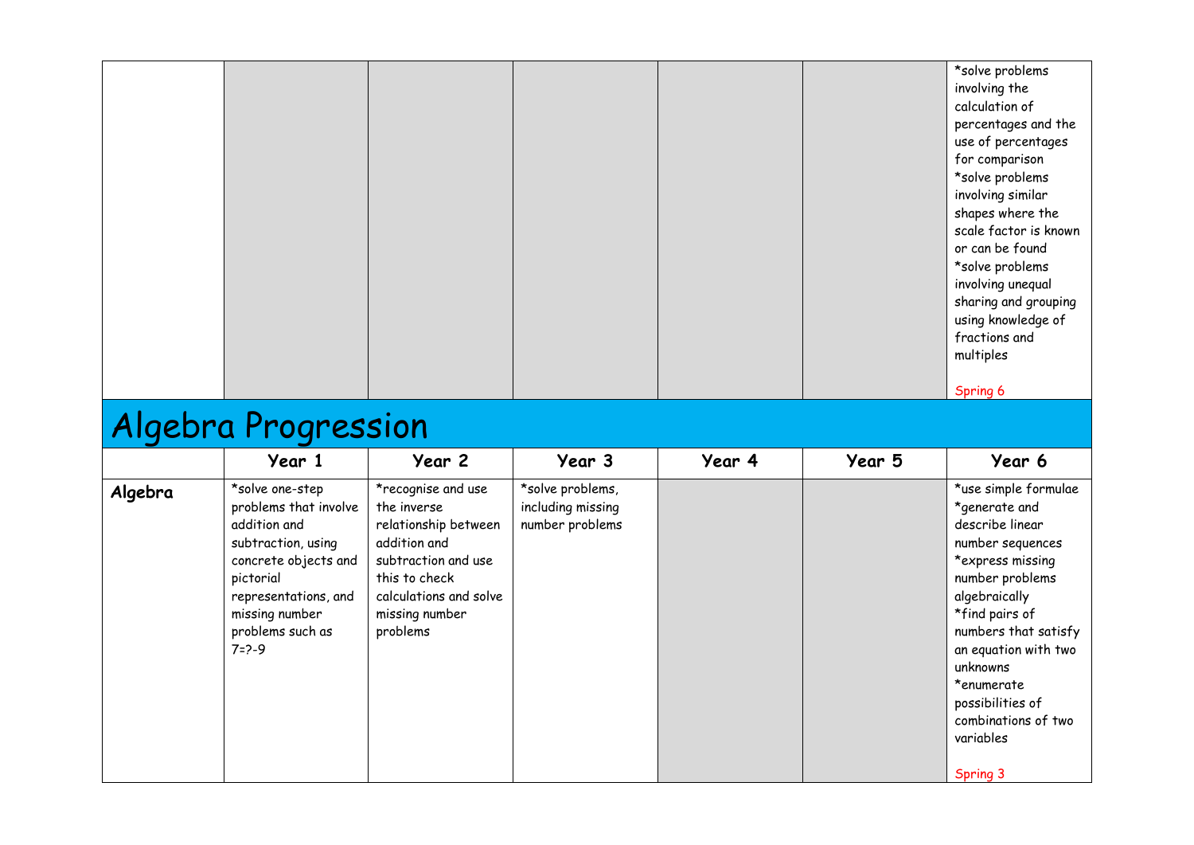| | | | | | | |
|---|---|---|---|---|---|---|
| | | | | | | *solve problems involving the calculation of percentages and the use of percentages for comparison<br>*solve problems involving similar shapes where the scale factor is known or can be found<br>*solve problems involving unequal sharing and grouping using knowledge of fractions and multiples<br><br>Spring 6 |

# Algebra Progression

| | Year 1 | Year 2 | Year 3 | Year 4 | Year 5 | Year 6 |
|---|---|---|---|---|---|---|
| **Algebra** | *solve one-step problems that involve addition and subtraction, using concrete objects and pictorial representations, and missing number problems such as 7=?-9 | *recognise and use the inverse relationship between addition and subtraction and use this to check calculations and solve missing number problems | *solve problems, including missing number problems | | | *use simple formulae<br>*generate and describe linear number sequences<br>*express missing number problems algebraically<br>*find pairs of numbers that satisfy an equation with two unknowns<br>*enumerate possibilities of combinations of two variables<br><br>Spring 3 |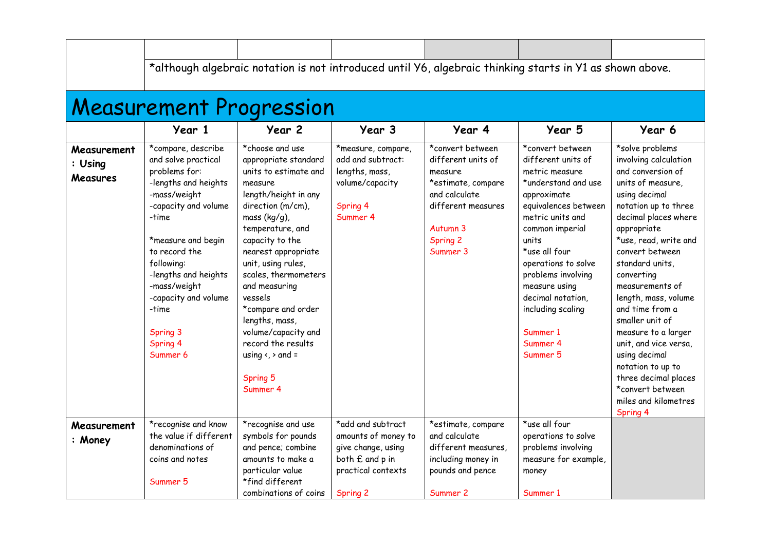| | | | | | | |
|---|---|---|---|---|---|---|
| | *although algebraic notation is not introduced until Y6, algebraic thinking starts in Y1 as shown above. | | | | | |

# Measurement Progression

| | Year 1 | Year 2 | Year 3 | Year 4 | Year 5 | Year 6 |
|---|---|---|---|---|---|---|
| **Measurement: Using Measures** | *compare, describe and solve practical problems for:<br>-lengths and heights<br>-mass/weight<br>-capacity and volume<br>-time<br><br>*measure and begin to record the following:<br>-lengths and heights<br>-mass/weight<br>-capacity and volume<br>-time<br><br>Spring 3<br>Spring 4<br>Summer 6 | *choose and use appropriate standard units to estimate and measure length/height in any direction (m/cm), mass (kg/g), temperature, and capacity to the nearest appropriate unit, using rules, scales, thermometers and measuring vessels<br>*compare and order lengths, mass, volume/capacity and record the results using <, > and =<br><br>Spring 5<br>Summer 4 | *measure, compare, add and subtract: lengths, mass, volume/capacity<br><br>Spring 4<br>Summer 4 | *convert between different units of measure<br>*estimate, compare and calculate different measures<br><br>Autumn 3<br>Spring 2<br>Summer 3 | *convert between different units of metric measure<br>*understand and use approximate equivalences between metric units and common imperial units<br>*use all four operations to solve problems involving measure using decimal notation, including scaling<br><br>Summer 1<br>Summer 4<br>Summer 5 | *solve problems involving calculation and conversion of units of measure, using decimal notation up to three decimal places where appropriate<br>*use, read, write and convert between standard units, converting measurements of length, mass, volume and time from a smaller unit of measure to a larger unit, and vice versa, using decimal notation to up to three decimal places<br>*convert between miles and kilometres<br>Spring 4 |
| **Measurement: Money** | *recognise and know the value if different denominations of coins and notes<br><br>Summer 5 | *recognise and use symbols for pounds and pence; combine amounts to make a particular value<br>*find different combinations of coins | *add and subtract amounts of money to give change, using both £ and p in practical contexts<br><br>Spring 2 | *estimate, compare and calculate different measures, including money in pounds and pence<br><br>Summer 2 | *use all four operations to solve problems involving measure for example, money<br><br>Summer 1 | |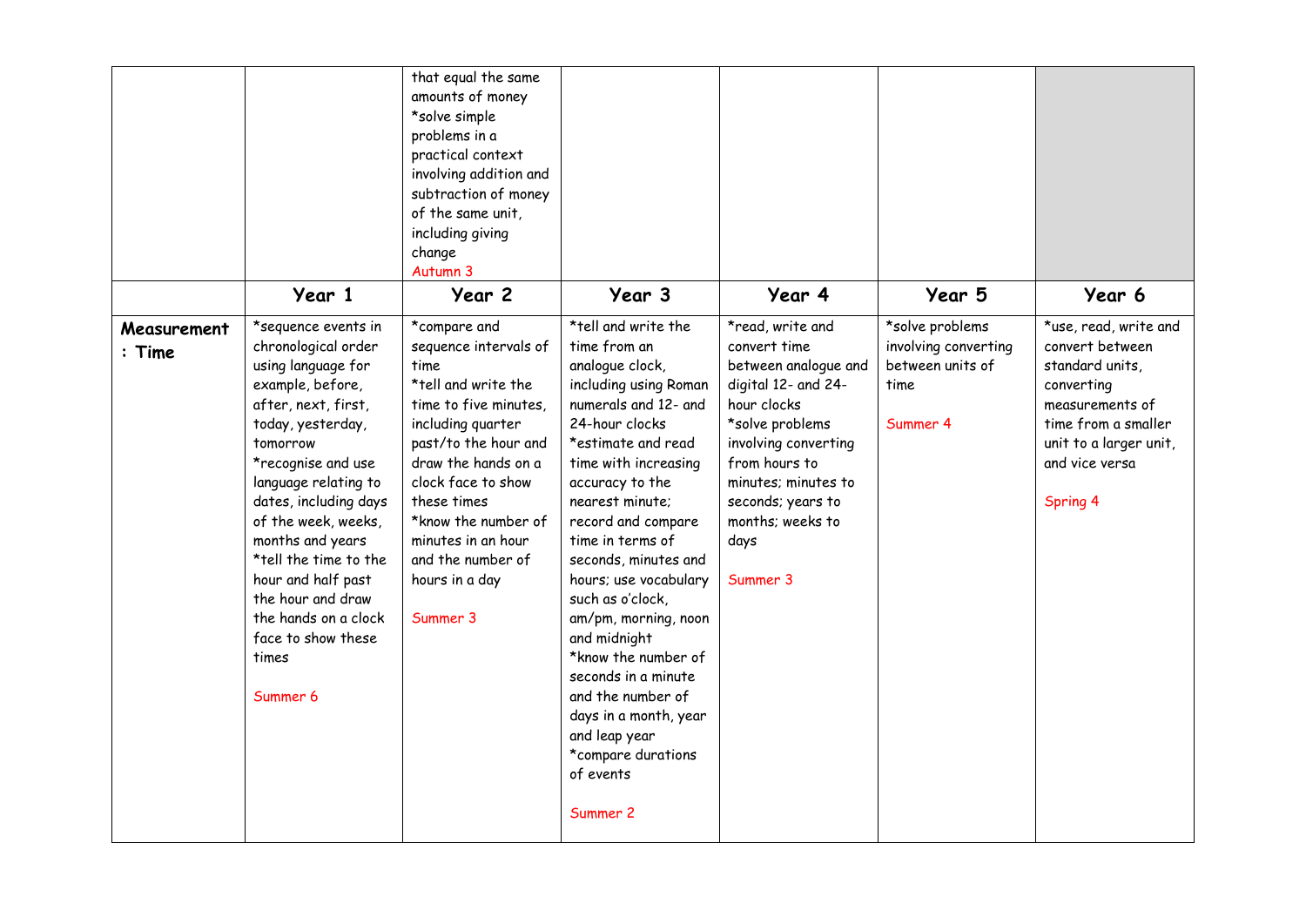| | | | | | | |
|---|---|---|---|---|---|---|
| | | that equal the same amounts of money *solve simple problems in a practical context involving addition and subtraction of money of the same unit, including giving change Autumn 3 | | | | |
| | **Year 1** | **Year 2** | **Year 3** | **Year 4** | **Year 5** | **Year 6** |
| **Measurement : Time** | *sequence events in chronological order using language for example, before, after, next, first, today, yesterday, tomorrow *recognise and use language relating to dates, including days of the week, weeks, months and years *tell the time to the hour and half past the hour and draw the hands on a clock face to show these times Summer 6 | *compare and sequence intervals of time *tell and write the time to five minutes, including quarter past/to the hour and draw the hands on a clock face to show these times *know the number of minutes in an hour and the number of hours in a day Summer 3 | *tell and write the time from an analogue clock, including using Roman numerals and 12- and 24-hour clocks *estimate and read time with increasing accuracy to the nearest minute; record and compare time in terms of seconds, minutes and hours; use vocabulary such as o'clock, am/pm, morning, noon and midnight *know the number of seconds in a minute and the number of days in a month, year and leap year *compare durations of events Summer 2 | *read, write and convert time between analogue and digital 12- and 24-hour clocks *solve problems involving converting from hours to minutes; minutes to seconds; years to months; weeks to days Summer 3 | *solve problems involving converting between units of time Summer 4 | *use, read, write and convert between standard units, converting measurements of time from a smaller unit to a larger unit, and vice versa Spring 4 |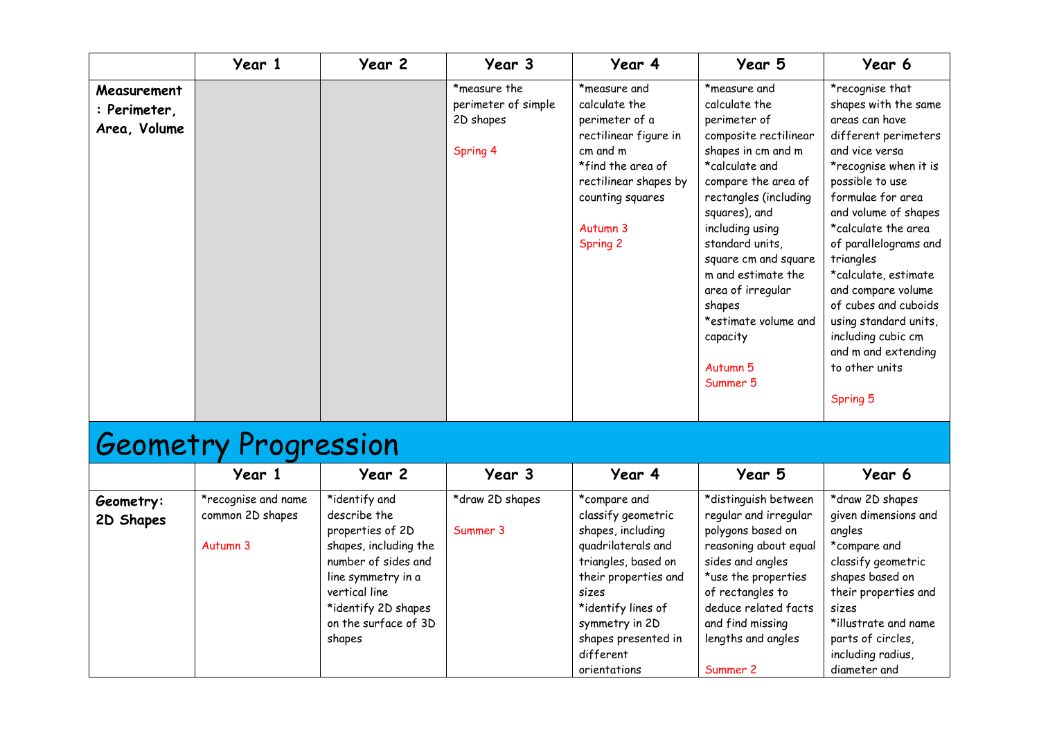| | Year 1 | Year 2 | Year 3 | Year 4 | Year 5 | Year 6 |
|---|---|---|---|---|---|---|
| **Measurement : Perimeter, Area, Volume** | | | *measure the perimeter of simple 2D shapes<br><br>Spring 4 | *measure and calculate the perimeter of a rectilinear figure in cm and m<br>*find the area of rectilinear shapes by counting squares<br><br>Autumn 3<br>Spring 2 | *measure and calculate the perimeter of composite rectilinear shapes in cm and m<br>*calculate and compare the area of rectangles (including squares), and including using standard units, square cm and square m and estimate the area of irregular shapes<br>*estimate volume and capacity<br><br>Autumn 5<br>Summer 5 | *recognise that shapes with the same areas can have different perimeters and vice versa<br>*recognise when it is possible to use formulae for area and volume of shapes<br>*calculate the area of parallelograms and triangles<br>*calculate, estimate and compare volume of cubes and cuboids using standard units, including cubic cm and m and extending to other units<br><br>Spring 5 |

# Geometry Progression

| | Year 1 | Year 2 | Year 3 | Year 4 | Year 5 | Year 6 |
|---|---|---|---|---|---|---|
| **Geometry: 2D Shapes** | *recognise and name common 2D shapes<br><br>Autumn 3 | *identify and describe the properties of 2D shapes, including the number of sides and line symmetry in a vertical line<br>*identify 2D shapes on the surface of 3D shapes | *draw 2D shapes<br><br>Summer 3 | *compare and classify geometric shapes, including quadrilaterals and triangles, based on their properties and sizes<br>*identify lines of symmetry in 2D shapes presented in different orientations | *distinguish between regular and irregular polygons based on reasoning about equal sides and angles<br>*use the properties of rectangles to deduce related facts and find missing lengths and angles<br><br>Summer 2 | *draw 2D shapes given dimensions and angles<br>*compare and classify geometric shapes based on their properties and sizes<br>*illustrate and name parts of circles, including radius, diameter and |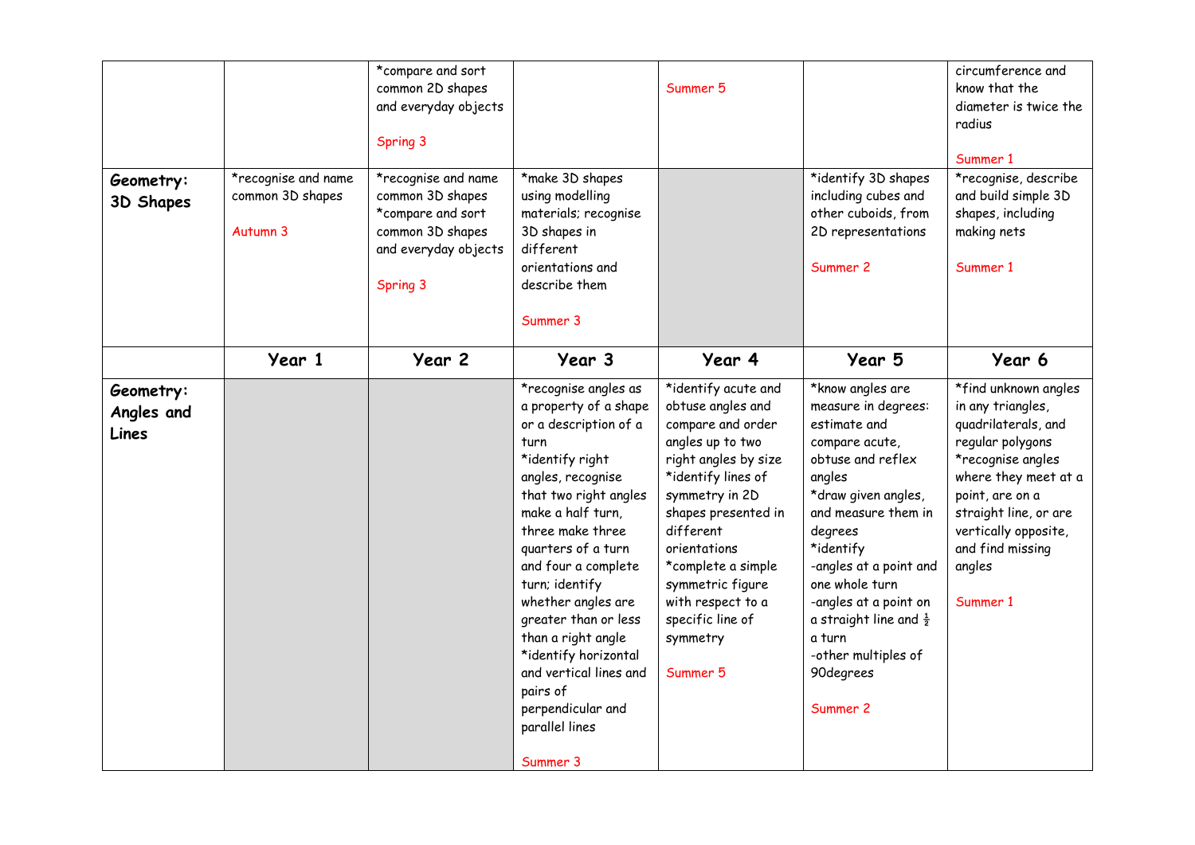| | | | | | | |
|---|---|---|---|---|---|---|
| | | *compare and sort common 2D shapes and everyday objects<br><br>Spring 3 | | Summer 5 | | circumference and know that the diameter is twice the radius<br><br>Summer 1 |
| **Geometry: 3D Shapes** | *recognise and name common 3D shapes<br><br>Autumn 3 | *recognise and name common 3D shapes<br>*compare and sort common 3D shapes and everyday objects<br><br>Spring 3 | *make 3D shapes using modelling materials; recognise 3D shapes in different orientations and describe them<br><br>Summer 3 | | *identify 3D shapes including cubes and other cuboids, from 2D representations<br><br>Summer 2 | *recognise, describe and build simple 3D shapes, including making nets<br><br>Summer 1 |
| | **Year 1** | **Year 2** | **Year 3** | **Year 4** | **Year 5** | **Year 6** |
| **Geometry: Angles and Lines** | | | *recognise angles as a property of a shape or a description of a turn<br>*identify right angles, recognise that two right angles make a half turn, three make three quarters of a turn and four a complete turn; identify whether angles are greater than or less than a right angle<br>*identify horizontal and vertical lines and pairs of perpendicular and parallel lines<br><br>Summer 3 | *identify acute and obtuse angles and compare and order angles up to two right angles by size<br>*identify lines of symmetry in 2D shapes presented in different orientations<br>*complete a simple symmetric figure with respect to a specific line of symmetry<br><br>Summer 5 | *know angles are measure in degrees: estimate and compare acute, obtuse and reflex angles<br>*draw given angles, and measure them in degrees<br>*identify<br>-angles at a point and one whole turn<br>-angles at a point on a straight line and $\frac{1}{2}$ a turn<br>-other multiples of 90degrees<br><br>Summer 2 | *find unknown angles in any triangles, quadrilaterals, and regular polygons<br>*recognise angles where they meet at a point, are on a straight line, or are vertically opposite, and find missing angles<br><br>Summer 1 |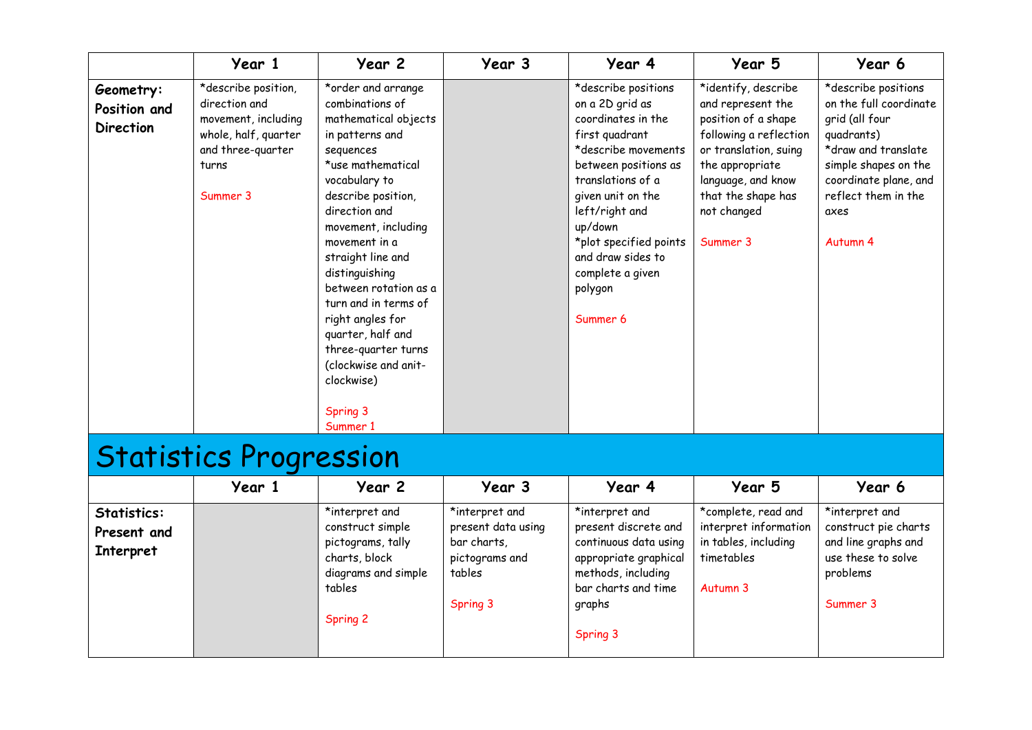| | Year 1 | Year 2 | Year 3 | Year 4 | Year 5 | Year 6 |
|---|---|---|---|---|---|---|
| **Geometry: Position and Direction** | *describe position, direction and movement, including whole, half, quarter and three-quarter turns<br><br>Summer 3 | *order and arrange combinations of mathematical objects in patterns and sequences<br>*use mathematical vocabulary to describe position, direction and movement, including movement in a straight line and distinguishing between rotation as a turn and in terms of right angles for quarter, half and three-quarter turns (clockwise and anit-clockwise)<br><br>Spring 3<br>Summer 1 | | *describe positions on a 2D grid as coordinates in the first quadrant<br>*describe movements between positions as translations of a given unit on the left/right and up/down<br>*plot specified points and draw sides to complete a given polygon<br><br>Summer 6 | *identify, describe and represent the position of a shape following a reflection or translation, suing the appropriate language, and know that the shape has not changed<br><br>Summer 3 | *describe positions on the full coordinate grid (all four quadrants)<br>*draw and translate simple shapes on the coordinate plane, and reflect them in the axes<br><br>Autumn 4 |

# Statistics Progression

| | Year 1 | Year 2 | Year 3 | Year 4 | Year 5 | Year 6 |
|---|---|---|---|---|---|---|
| **Statistics: Present and Interpret** | | *interpret and construct simple pictograms, tally charts, block diagrams and simple tables<br><br>Spring 2 | *interpret and present data using bar charts, pictograms and tables<br><br>Spring 3 | *interpret and present discrete and continuous data using appropriate graphical methods, including bar charts and time graphs<br><br>Spring 3 | *complete, read and interpret information in tables, including timetables<br><br>Autumn 3 | *interpret and construct pie charts and line graphs and use these to solve problems<br><br>Summer 3 |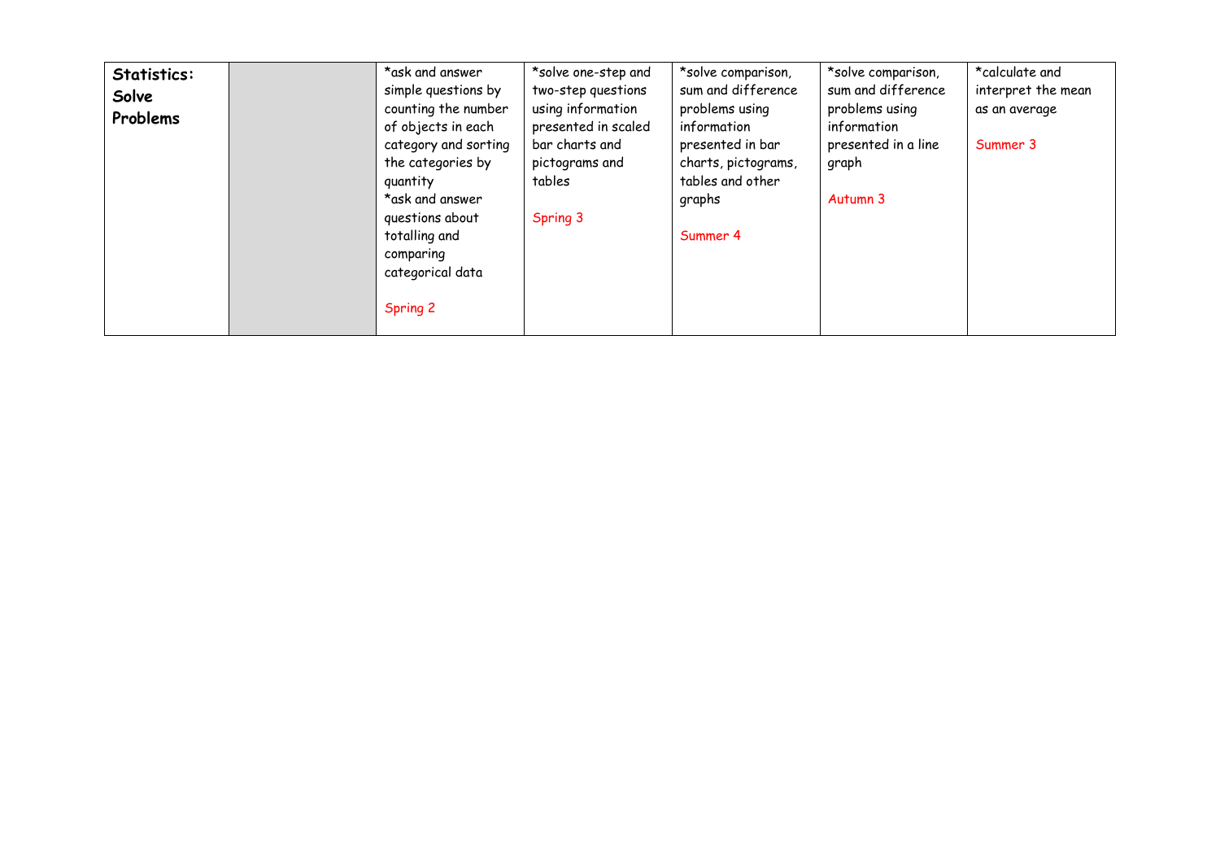| | | | | | | |
|---|---|---|---|---|---|---|
| **Statistics: Solve Problems** | | *ask and answer simple questions by counting the number of objects in each category and sorting the categories by quantity<br>*ask and answer questions about totalling and comparing categorical data<br><br>Spring 2 | *solve one-step and two-step questions using information presented in scaled bar charts and pictograms and tables<br><br>Spring 3 | *solve comparison, sum and difference problems using information presented in bar charts, pictograms, tables and other graphs<br><br>Summer 4 | *solve comparison, sum and difference problems using information presented in a line graph<br><br>Autumn 3 | *calculate and interpret the mean as an average<br><br>Summer 3 |